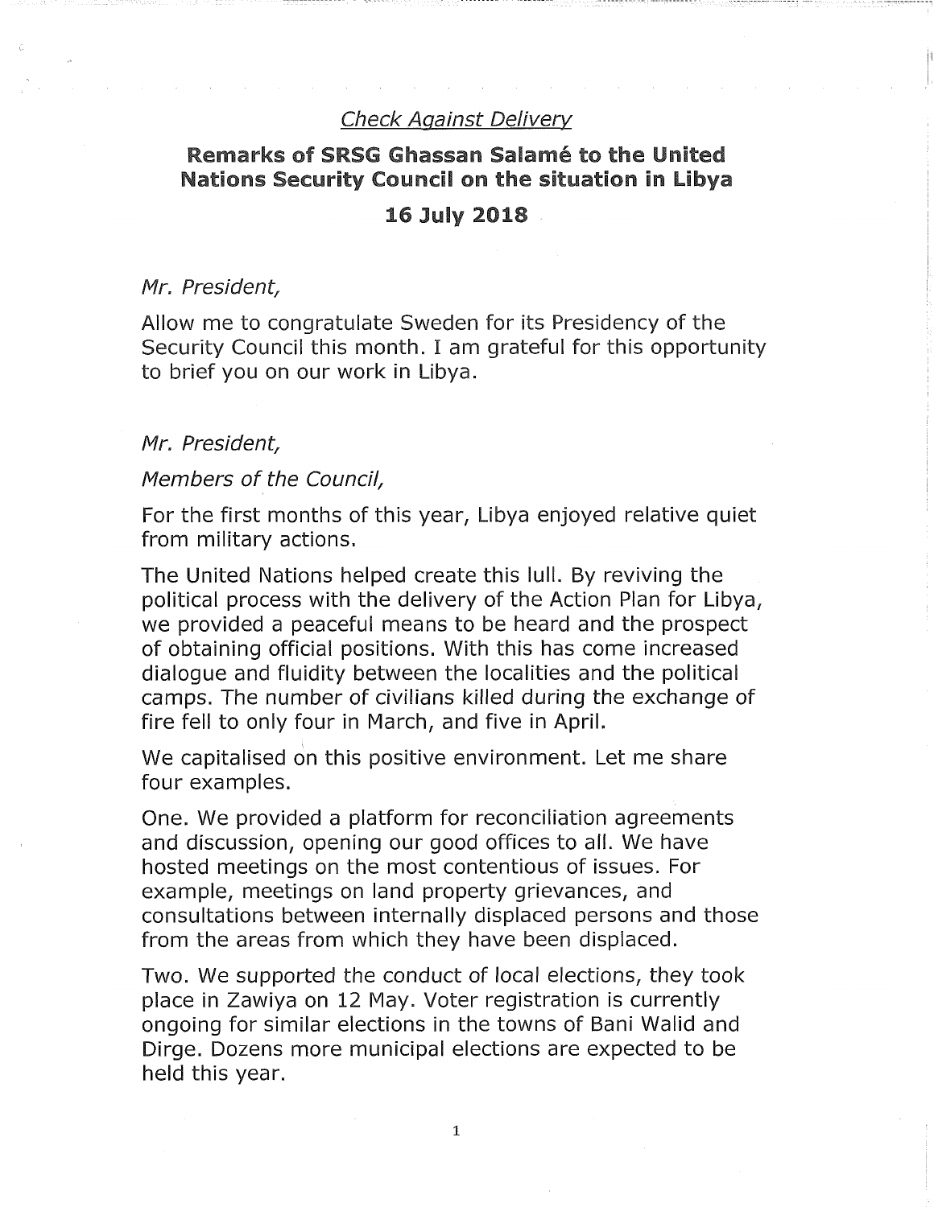*Check Against Delivery*

## Remarks of SRSG Ghassan Salamé to the United Nations Security Council on the situation in Libya

### 16 July 2018

*Mr. President,*

Allow me to congratulate Sweden for its Presidency of the Security Council this month. I am grateful for this opportunity to brief you on our work in Libya.

*Mr. President,*

*Members of the Council,*

For the first months of this year, Libya enjoyed relative quiet from military actions.

The United Nations helped create this lull. By reviving the political process with the delivery of the Action Plan for Libya, we provided a peaceful means to be heard and the prospect of obtaining official positions. With this has come increased dialogue and fluidity between the localities and the political camps. The number of civilians killed during the exchange of fire fell to only four in March, and five in April.

We capitalised on this positive environment. Let me share four examples.

One. We provided a platform for reconciliation agreements and discussion, opening our good offices to all. We have hosted meetings on the most contentious of issues. For example, meetings on land property grievances, and consultations between internally displaced persons and those from the areas from which they have been displaced.

Two. We supported the conduct of local elections, they took place in Zawiya on 12 May. Voter registration is currently ongoing for similar elections in the towns of Bani Walid and Dirge. Dozens more municipal elections are expected to be held this year.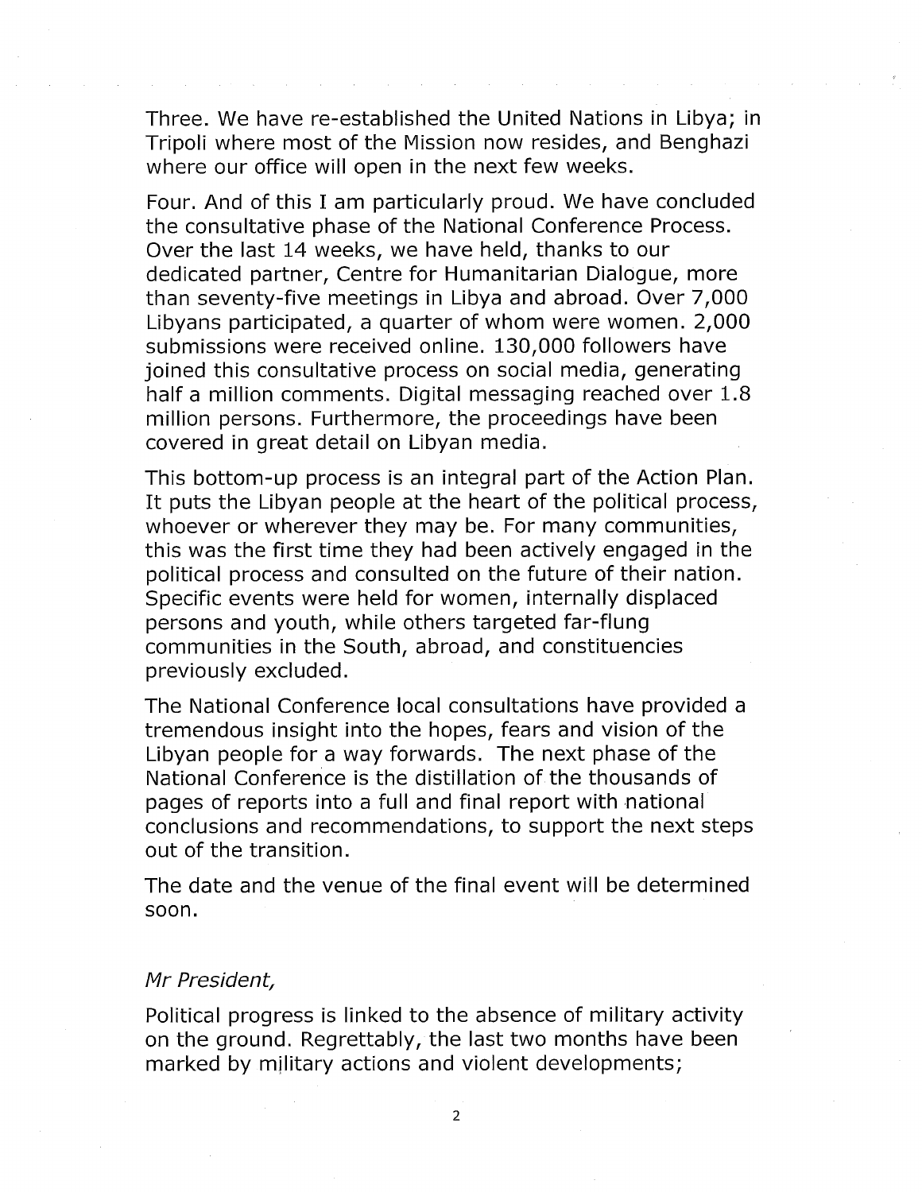Three. We have re-established the United Nations in Libya; in Tripoli where most of the Mission now resides, and Benghazi where our office will open in the next few weeks.

Four. And of this I am particularly proud. We have concluded the consultative phase of the National Conference Process. Over the last 14 weeks, we have held, thanks to our dedicated partner, Centre for Humanitarian Dialogue, more than seventy-five meetings in Libya and abroad. Over 7,000 Libyans participated, a quarter of whom were women. 2,000 submissions were received online. 130,000 followers have joined this consultative process on social media, generating half a million comments. Digital messaging reached over 1.8 million persons. Furthermore, the proceedings have been covered in great detail on Libyan media.

This bottom-up process is an integral part of the Action Plan. It puts the Libyan people at the heart of the political process, whoever or wherever they may be. For many communities, this was the first time they had been actively engaged in the political process and consulted on the future of their nation. Specific events were held for women, internally displaced persons and youth, while others targeted far-flung communities in the South, abroad, and constituencies previously excluded.

The National Conference local consultations have provided a tremendous insight into the hopes, fears and vision of the Libyan people for a way forwards. The next phase of the National Conference is the distillation of the thousands of pages of reports into a full and final report with national conclusions and recommendations, to support the next steps out of the transition.

The date and the venue of the final event will be determined soon.

*Mr President,*

Political progress is linked to the absence of military activity on the ground. Regrettably, the last two months have been marked by military actions and violent developments;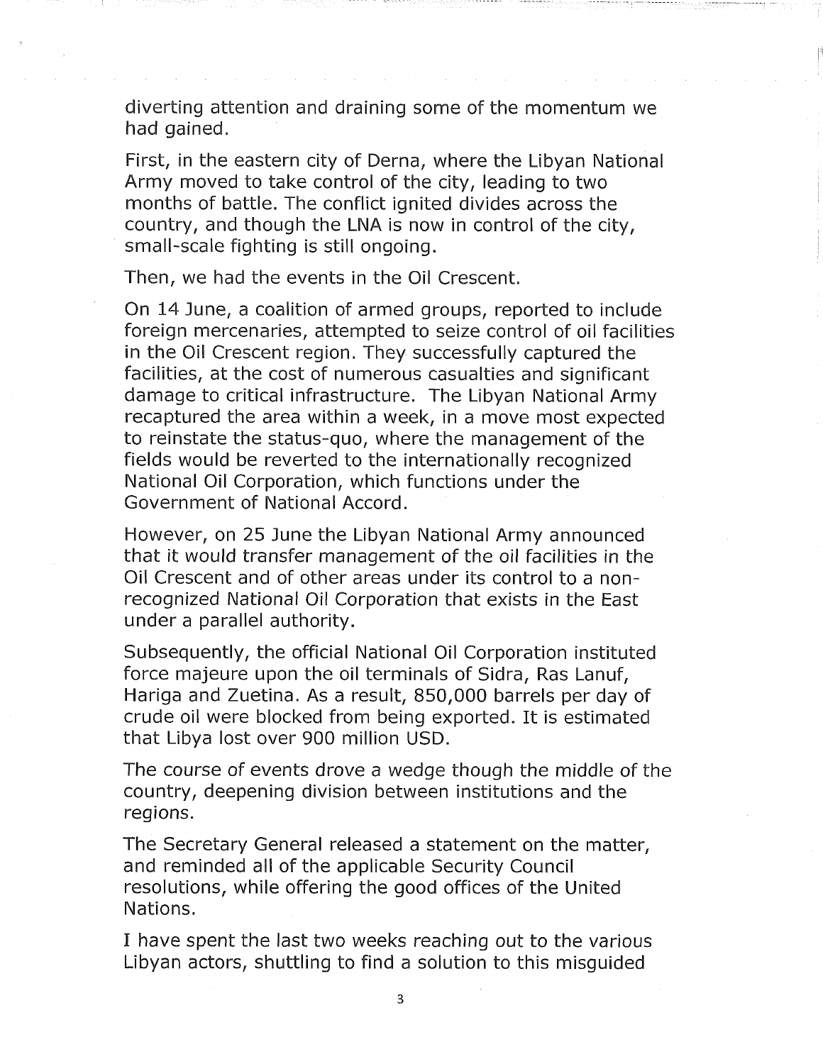diverting attention and draining some of the momentum we had gained.

First, in the eastern city of Derna, where the Libyan National Army moved to take control of the city, leading to two months of battle. The conflict ignited divides across the country, and though the LNA is now in control of the city, small-scale fighting is still ongoing.

Then, we had the events in the Oil Crescent.

On 14 June, a coalition of armed groups, reported to include foreign mercenaries, attempted to seize control of oil facilities in the Oil Crescent region. They successfully captured the facilities, at the cost of numerous casualties and significant damage to critical infrastructure. The Libyan National Army recaptured the area within a week, in a move most expected to reinstate the status-quo, where the management of the fields would be reverted to the internationally recognized National Oil Corporation, which functions under the Government of National Accord.

However, on 25 June the Libyan National Army announced that it would transfer management of the oil facilities in the Oil Crescent and of other areas under its control to a non-recognized National Oil Corporation that exists in the East under a parallel authority.

Subsequently, the official National Oil Corporation instituted force majeure upon the oil terminals of Sidra, Ras Lanuf, Hariga and Zuetina. As a result, 850,000 barrels per day of crude oil were blocked from being exported. It is estimated that Libya lost over 900 million USD.

The course of events drove a wedge though the middle of the country, deepening division between institutions and the regions.

The Secretary General released a statement on the matter, and reminded all of the applicable Security Council resolutions, while offering the good offices of the United Nations.

I have spent the last two weeks reaching out to the various Libyan actors, shuttling to find a solution to this misguided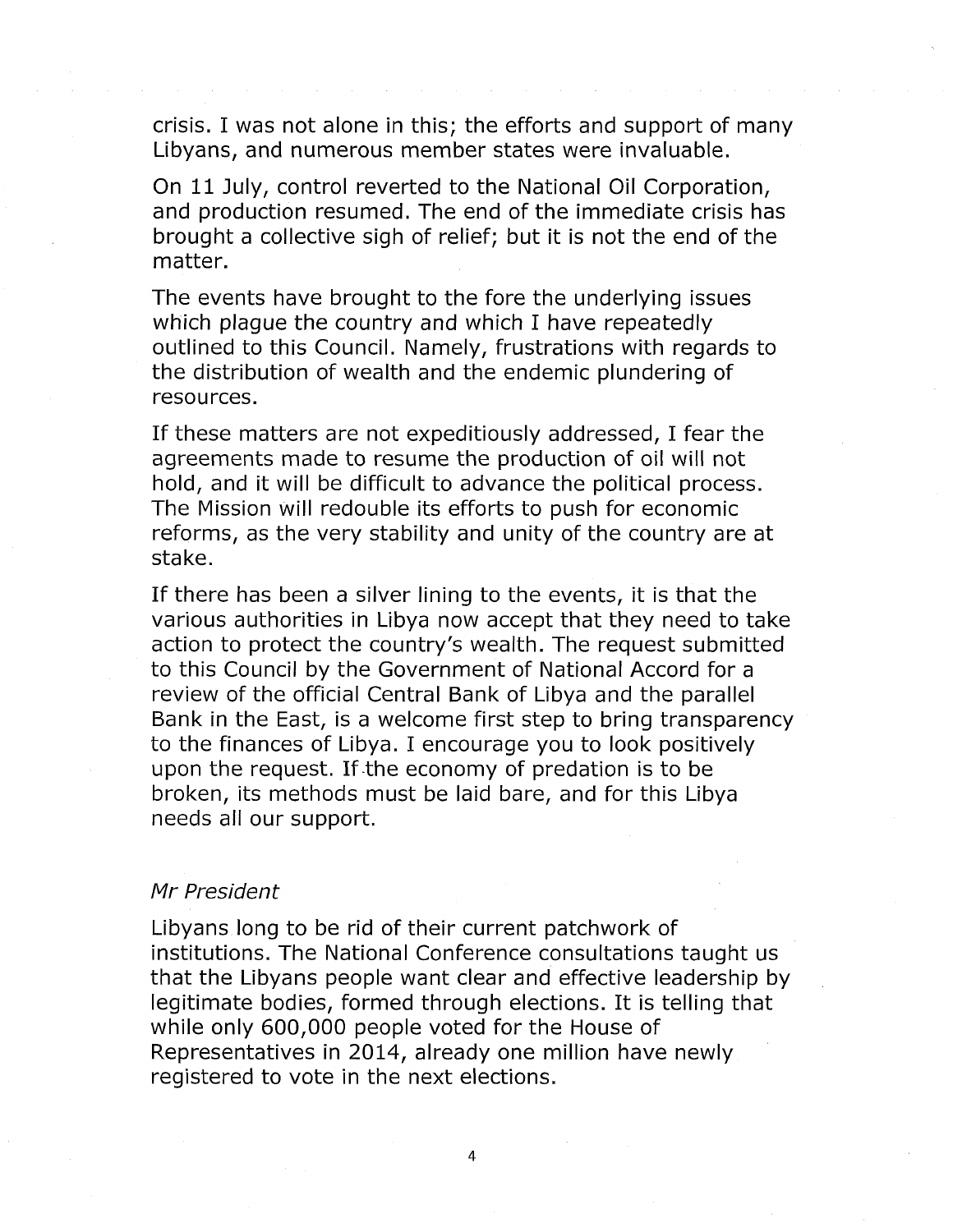crisis. I was not alone in this; the efforts and support of many Libyans, and numerous member states were invaluable.

On 11 July, control reverted to the National Oil Corporation, and production resumed. The end of the immediate crisis has brought a collective sigh of relief; but it is not the end of the matter.

The events have brought to the fore the underlying issues which plague the country and which I have repeatedly outlined to this Council. Namely, frustrations with regards to the distribution of wealth and the endemic plundering of resources.

If these matters are not expeditiously addressed, I fear the agreements made to resume the production of oil will not hold, and it will be difficult to advance the political process. The Mission will redouble its efforts to push for economic reforms, as the very stability and unity of the country are at stake.

If there has been a silver lining to the events, it is that the various authorities in Libya now accept that they need to take action to protect the country's wealth. The request submitted to this Council by the Government of National Accord for a review of the official Central Bank of Libya and the parallel Bank in the East, is a welcome first step to bring transparency to the finances of Libya. I encourage you to look positively upon the request. If the economy of predation is to be broken, its methods must be laid bare, and for this Libya needs all our support.

*Mr President*

Libyans long to be rid of their current patchwork of institutions. The National Conference consultations taught us that the Libyans people want clear and effective leadership by legitimate bodies, formed through elections. It is telling that while only 600,000 people voted for the House of Representatives in 2014, already one million have newly registered to vote in the next elections.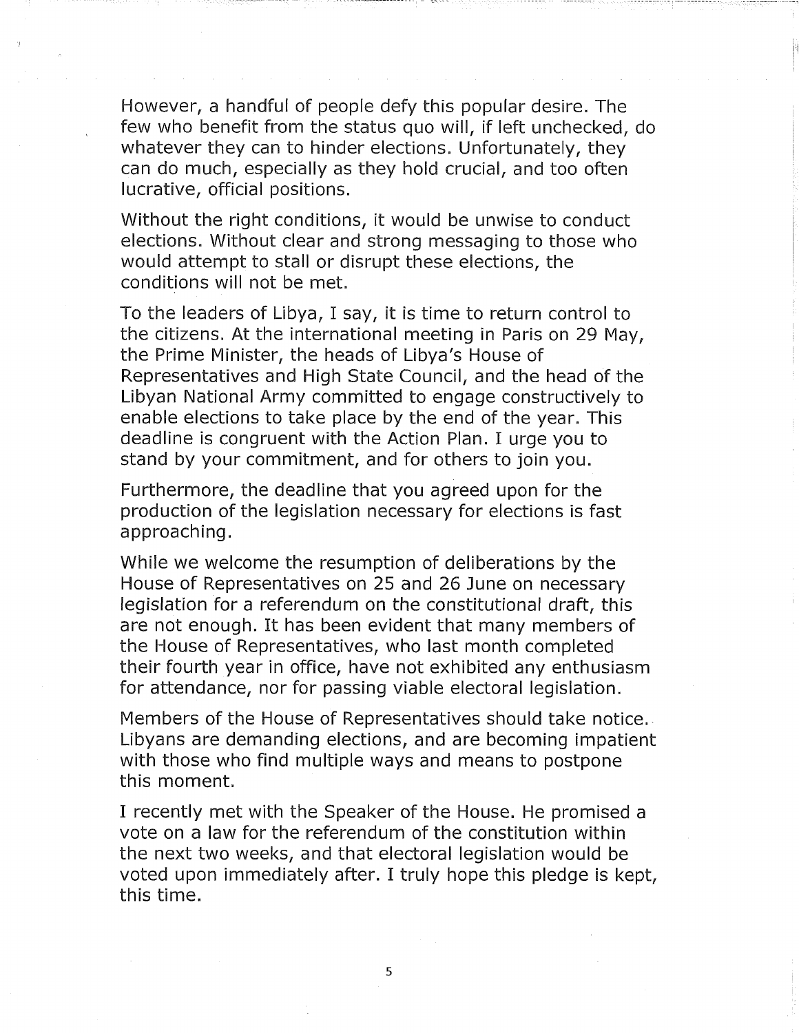However, a handful of people defy this popular desire. The few who benefit from the status quo will, if left unchecked, do whatever they can to hinder elections. Unfortunately, they can do much, especially as they hold crucial, and too often lucrative, official positions.

Without the right conditions, it would be unwise to conduct elections. Without clear and strong messaging to those who would attempt to stall or disrupt these elections, the conditions will not be met.

To the leaders of Libya, I say, it is time to return control to the citizens. At the international meeting in Paris on 29 May, the Prime Minister, the heads of Libya's House of Representatives and High State Council, and the head of the Libyan National Army committed to engage constructively to enable elections to take place by the end of the year. This deadline is congruent with the Action Plan. I urge you to stand by your commitment, and for others to join you.

Furthermore, the deadline that you agreed upon for the production of the legislation necessary for elections is fast approaching.

While we welcome the resumption of deliberations by the House of Representatives on 25 and 26 June on necessary legislation for a referendum on the constitutional draft, this are not enough. It has been evident that many members of the House of Representatives, who last month completed their fourth year in office, have not exhibited any enthusiasm for attendance, nor for passing viable electoral legislation.

Members of the House of Representatives should take notice. Libyans are demanding elections, and are becoming impatient with those who find multiple ways and means to postpone this moment.

I recently met with the Speaker of the House. He promised a vote on a law for the referendum of the constitution within the next two weeks, and that electoral legislation would be voted upon immediately after. I truly hope this pledge is kept, this time.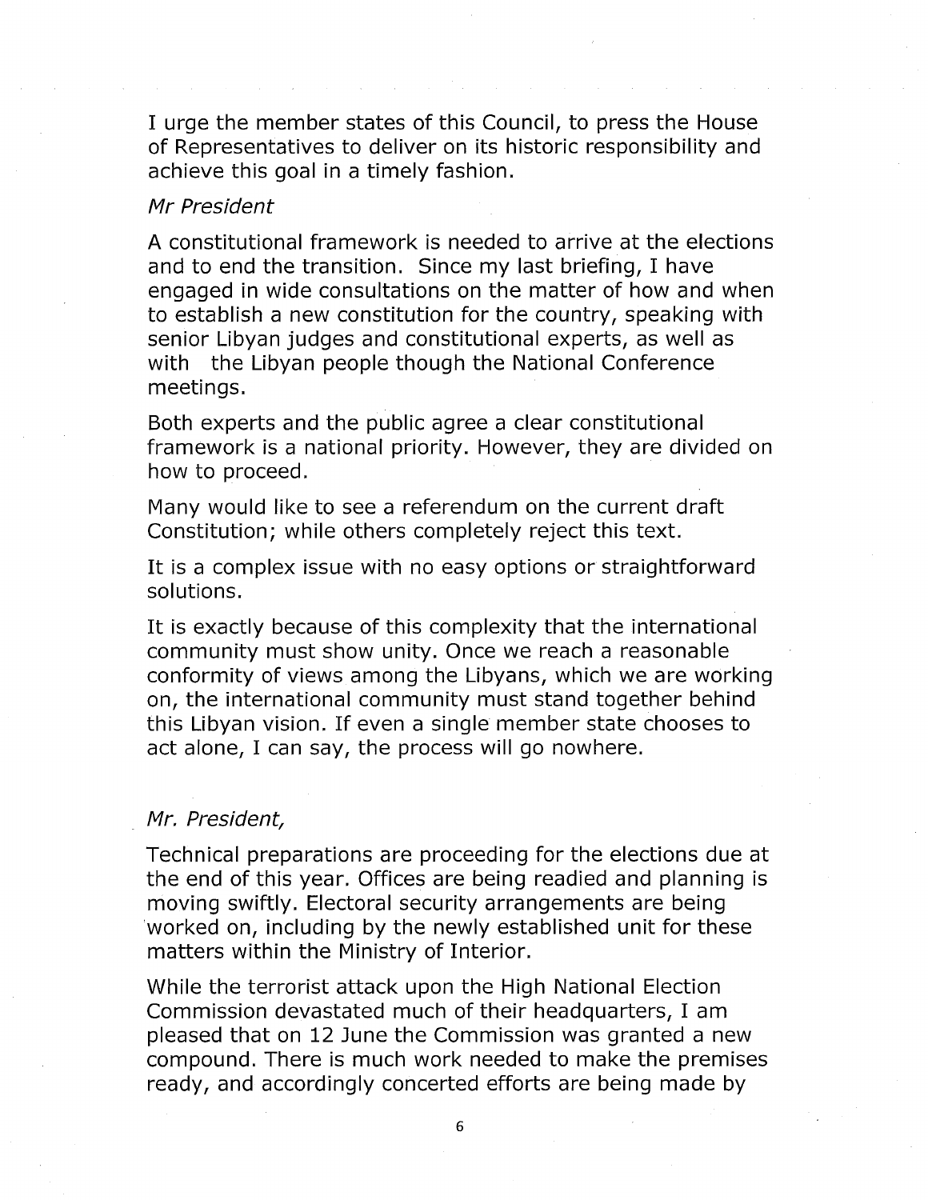I urge the member states of this Council, to press the House of Representatives to deliver on its historic responsibility and achieve this goal in a timely fashion.

*Mr President*

A constitutional framework is needed to arrive at the elections and to end the transition. Since my last briefing, I have engaged in wide consultations on the matter of how and when to establish a new constitution for the country, speaking with senior Libyan judges and constitutional experts, as well as with the Libyan people though the National Conference meetings.

Both experts and the public agree a clear constitutional framework is a national priority. However, they are divided on how to proceed.

Many would like to see a referendum on the current draft Constitution; while others completely reject this text.

It is a complex issue with no easy options or straightforward solutions.

It is exactly because of this complexity that the international community must show unity. Once we reach a reasonable conformity of views among the Libyans, which we are working on, the international community must stand together behind this Libyan vision. If even a single member state chooses to act alone, I can say, the process will go nowhere.

*Mr. President,*

Technical preparations are proceeding for the elections due at the end of this year. Offices are being readied and planning is moving swiftly. Electoral security arrangements are being worked on, including by the newly established unit for these matters within the Ministry of Interior.

While the terrorist attack upon the High National Election Commission devastated much of their headquarters, I am pleased that on 12 June the Commission was granted a new compound. There is much work needed to make the premises ready, and accordingly concerted efforts are being made by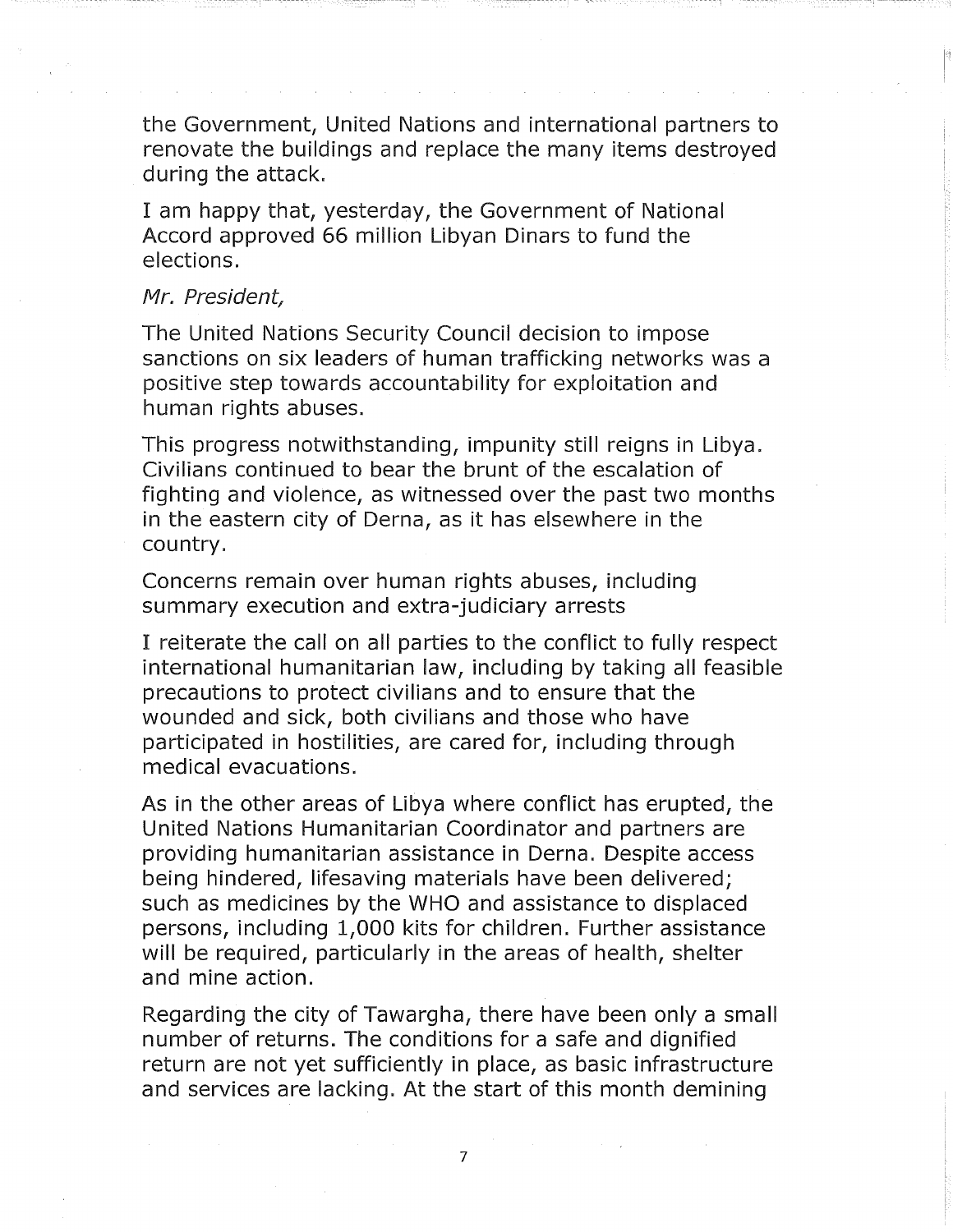the Government, United Nations and international partners to renovate the buildings and replace the many items destroyed during the attack.

I am happy that, yesterday, the Government of National Accord approved 66 million Libyan Dinars to fund the elections.

*Mr. President,*

The United Nations Security Council decision to impose sanctions on six leaders of human trafficking networks was a positive step towards accountability for exploitation and human rights abuses.

This progress notwithstanding, impunity still reigns in Libya. Civilians continued to bear the brunt of the escalation of fighting and violence, as witnessed over the past two months in the eastern city of Derna, as it has elsewhere in the country.

Concerns remain over human rights abuses, including summary execution and extra-judiciary arrests

I reiterate the call on all parties to the conflict to fully respect international humanitarian law, including by taking all feasible precautions to protect civilians and to ensure that the wounded and sick, both civilians and those who have participated in hostilities, are cared for, including through medical evacuations.

As in the other areas of Libya where conflict has erupted, the United Nations Humanitarian Coordinator and partners are providing humanitarian assistance in Derna. Despite access being hindered, lifesaving materials have been delivered; such as medicines by the WHO and assistance to displaced persons, including 1,000 kits for children. Further assistance will be required, particularly in the areas of health, shelter and mine action.

Regarding the city of Tawargha, there have been only a small number of returns. The conditions for a safe and dignified return are not yet sufficiently in place, as basic infrastructure and services are lacking. At the start of this month demining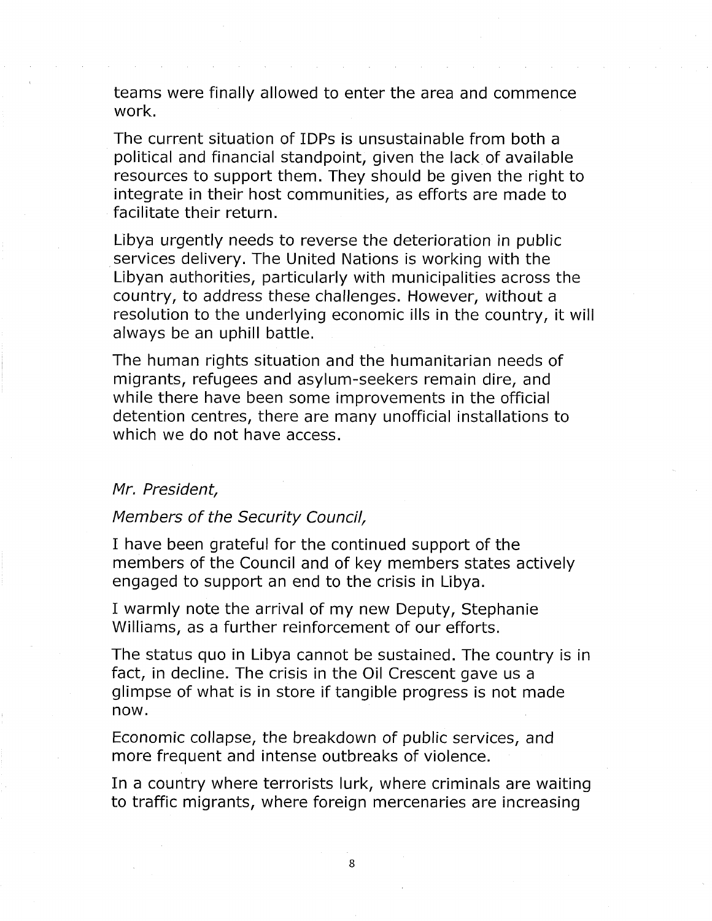teams were finally allowed to enter the area and commence work.

The current situation of IDPs is unsustainable from both a political and financial standpoint, given the lack of available resources to support them. They should be given the right to integrate in their host communities, as efforts are made to facilitate their return.

Libya urgently needs to reverse the deterioration in public services delivery. The United Nations is working with the Libyan authorities, particularly with municipalities across the country, to address these challenges. However, without a resolution to the underlying economic ills in the country, it will always be an uphill battle.

The human rights situation and the humanitarian needs of migrants, refugees and asylum-seekers remain dire, and while there have been some improvements in the official detention centres, there are many unofficial installations to which we do not have access.

*Mr. President,*

*Members of the Security Council,*

I have been grateful for the continued support of the members of the Council and of key members states actively engaged to support an end to the crisis in Libya.

I warmly note the arrival of my new Deputy, Stephanie Williams, as a further reinforcement of our efforts.

The status quo in Libya cannot be sustained. The country is in fact, in decline. The crisis in the Oil Crescent gave us a glimpse of what is in store if tangible progress is not made now.

Economic collapse, the breakdown of public services, and more frequent and intense outbreaks of violence.

In a country where terrorists lurk, where criminals are waiting to traffic migrants, where foreign mercenaries are increasing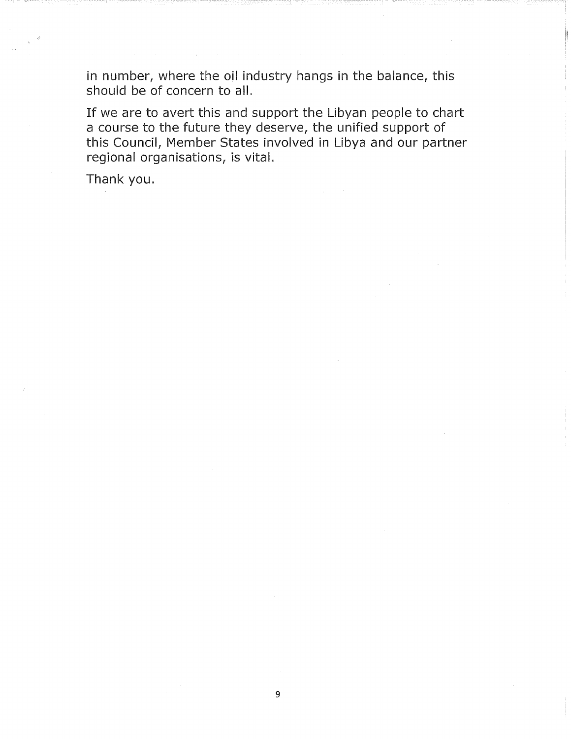in number, where the oil industry hangs in the balance, this should be of concern to all.

If we are to avert this and support the Libyan people to chart a course to the future they deserve, the unified support of this Council, Member States involved in Libya and our partner regional organisations, is vital.

Thank you.